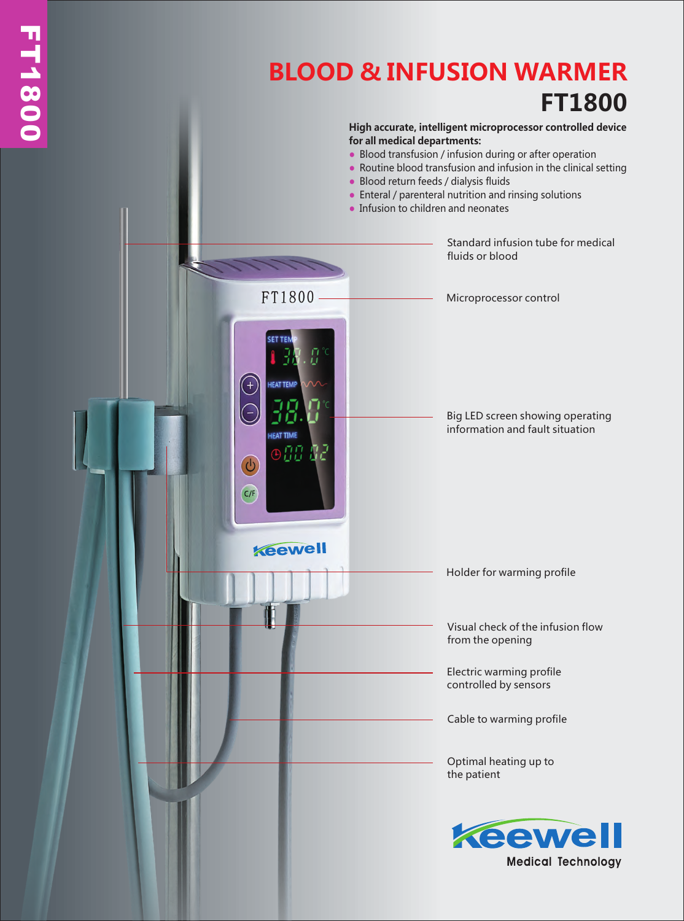FT1800

# BLOOD & INFUSION WARMER

## FT1800

**High accurate, intelligent microprocessor controlled device for all medical departments:**

- Blood transfusion / infusion during or after operation
- Routine blood transfusion and infusion in the clinical setting
- Blood return feeds / dialysis fluids
- Enteral / parenteral nutrition and rinsing solutions
- Infusion to children and neonates

Standard infusion tube for medical fluids or blood

Microprocessor control

Big LED screen showing operating information and fault situation

Holder for warming profile

Visual check of the infusion flow from the opening

Electric warming profile controlled by sensors

Cable to warming profile

Optimal heating up to the patient

Keewell Medical Technology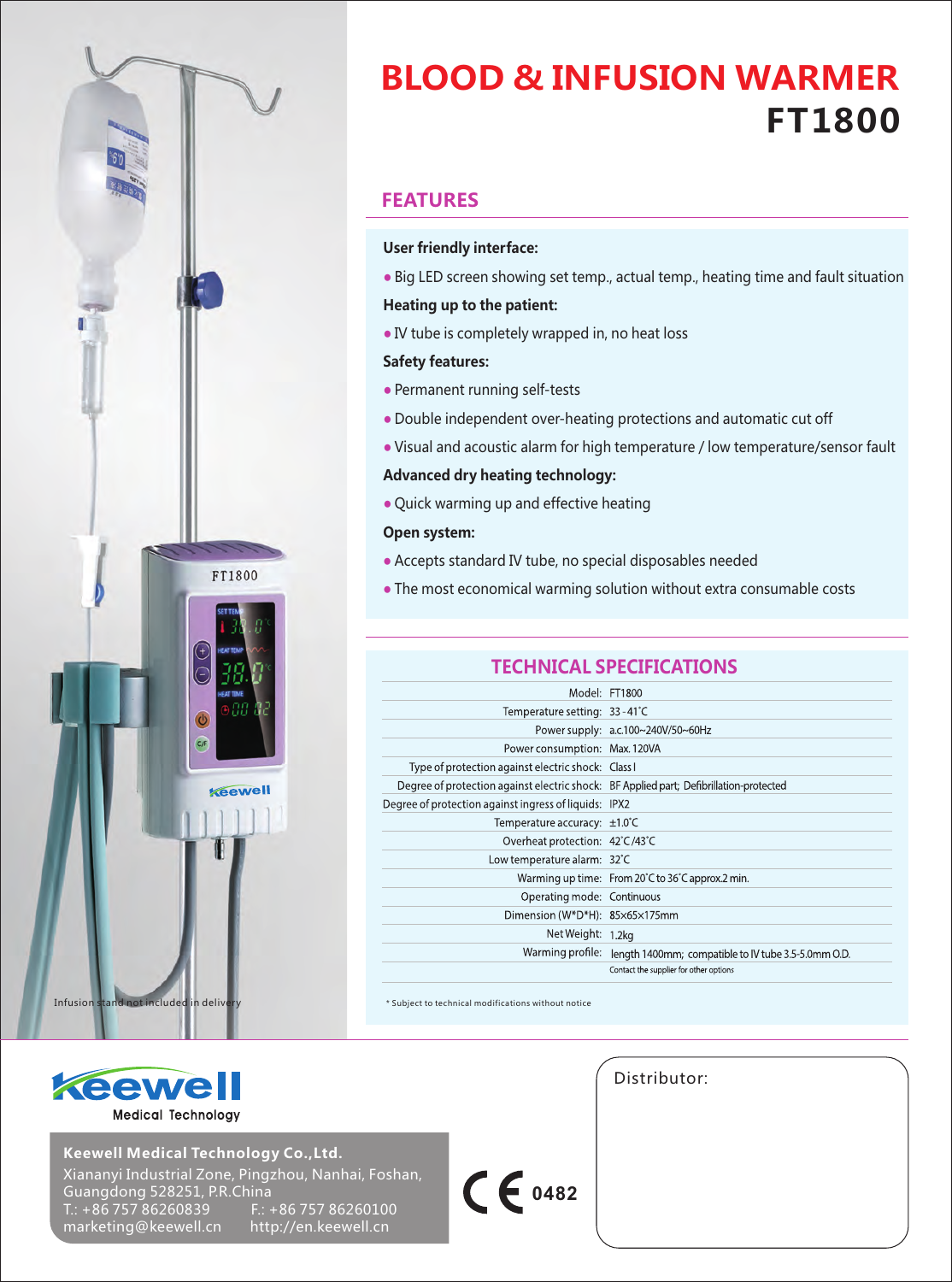# BLOOD & INFUSION WARMER
## FT1800

Infusion stand not included in delivery

## FEATURES

**User friendly interface:**

- Big LED screen showing set temp., actual temp., heating time and fault situation

**Heating up to the patient:**

- IV tube is completely wrapped in, no heat loss

**Safety features:**

- Permanent running self-tests
- Double independent over-heating protections and automatic cut off
- Visual and acoustic alarm for high temperature / low temperature/sensor fault

**Advanced dry heating technology:**

- Quick warming up and effective heating

**Open system:**

- Accepts standard IV tube, no special disposables needed
- The most economical warming solution without extra consumable costs

## TECHNICAL SPECIFICATIONS

| | |
|---|---|
| Model: | FT1800 |
| Temperature setting: | 33 - 41˚C |
| Power supply: | a.c.100~240V/50~60Hz |
| Power consumption: | Max. 120VA |
| Type of protection against electric shock: | Class I |
| Degree of protection against electric shock: | BF Applied part; Defibrillation-protected |
| Degree of protection against ingress of liquids: | IPX2 |
| Temperature accuracy: | ±1.0˚C |
| Overheat protection: | 42˚C/43˚C |
| Low temperature alarm: | 32˚C |
| Warming up time: | From 20˚C to 36˚C approx.2 min. |
| Operating mode: | Continuous |
| Dimension (W*D*H): | 85x65x175mm |
| Net Weight: | 1.2kg |
| Warming profile: | length 1400mm; compatible to IV tube 3.5-5.0mm O.D. Contact the supplier for other options |

* Subject to technical modifications without notice

keewell Medical Technology

**Keewell Medical Technology Co.,Ltd.**
Xiananyi Industrial Zone, Pingzhou, Nanhai, Foshan, Guangdong 528251, P.R.China
T.: +86 757 86260839  F.: +86 757 86260100
marketing@keewell.cn  http://en.keewell.cn

CE 0482

Distributor: